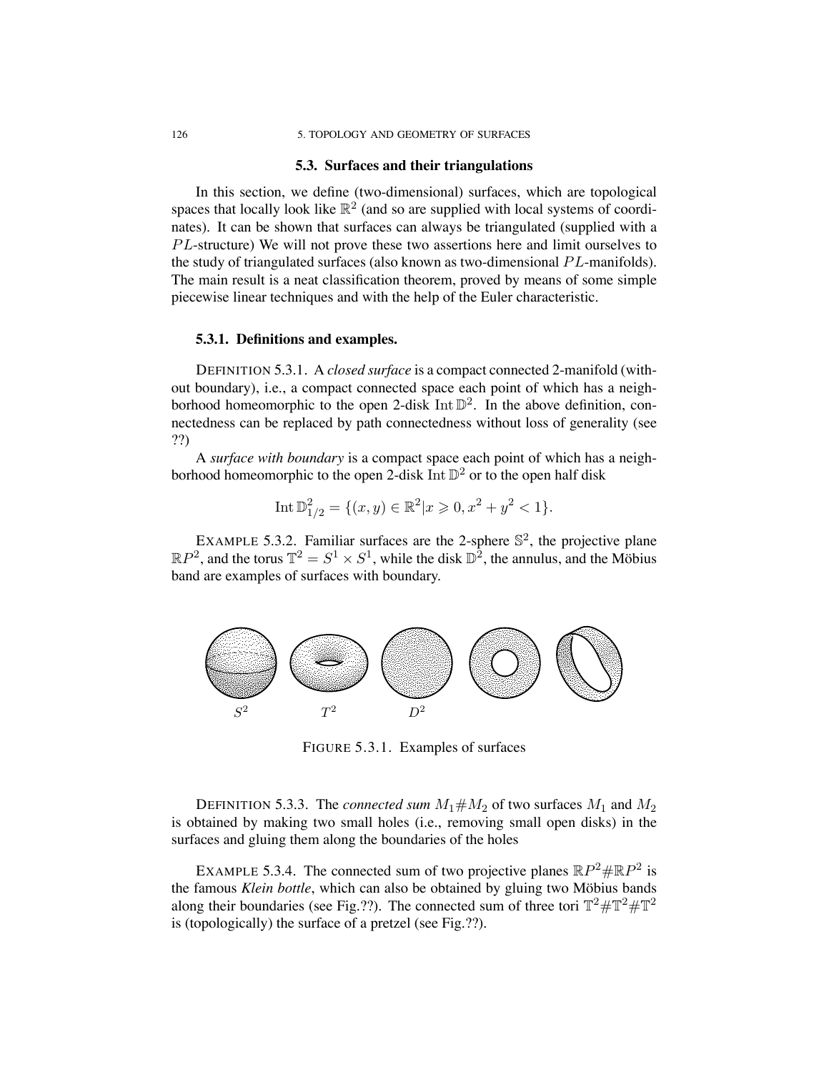## 5.3. Surfaces and their triangulations

In this section, we define (two-dimensional) surfaces, which are topological spaces that locally look like $\mathbb{R}^2$ (and so are supplied with local systems of coordinates). It can be shown that surfaces can always be triangulated (supplied with a $PL$-structure) We will not prove these two assertions here and limit ourselves to the study of triangulated surfaces (also known as two-dimensional $PL$-manifolds). The main result is a neat classification theorem, proved by means of some simple piecewise linear techniques and with the help of the Euler characteristic.

### 5.3.1. Definitions and examples.

DEFINITION 5.3.1. A *closed surface* is a compact connected 2-manifold (without boundary), i.e., a compact connected space each point of which has a neighborhood homeomorphic to the open 2-disk $\operatorname{Int}\mathbb{D}^2$. In the above definition, connectedness can be replaced by path connectedness without loss of generality (see ??)

A *surface with boundary* is a compact space each point of which has a neighborhood homeomorphic to the open 2-disk $\operatorname{Int}\mathbb{D}^2$ or to the open half disk

$$\operatorname{Int}\mathbb{D}^2_{1/2} = \{(x,y) \in \mathbb{R}^2 | x \geqslant 0, x^2 + y^2 < 1\}.$$

EXAMPLE 5.3.2. Familiar surfaces are the 2-sphere $\mathbb{S}^2$, the projective plane $\mathbb{R}P^2$, and the torus $\mathbb{T}^2 = S^1 \times S^1$, while the disk $\mathbb{D}^2$, the annulus, and the Möbius band are examples of surfaces with boundary.

$S^2$ $T^2$ $D^2$

FIGURE 5.3.1. Examples of surfaces

DEFINITION 5.3.3. The *connected sum* $M_1 \# M_2$ of two surfaces $M_1$ and $M_2$ is obtained by making two small holes (i.e., removing small open disks) in the surfaces and gluing them along the boundaries of the holes

EXAMPLE 5.3.4. The connected sum of two projective planes $\mathbb{R}P^2 \# \mathbb{R}P^2$ is the famous *Klein bottle*, which can also be obtained by gluing two Möbius bands along their boundaries (see Fig.??). The connected sum of three tori $\mathbb{T}^2 \# \mathbb{T}^2 \# \mathbb{T}^2$ is (topologically) the surface of a pretzel (see Fig.??).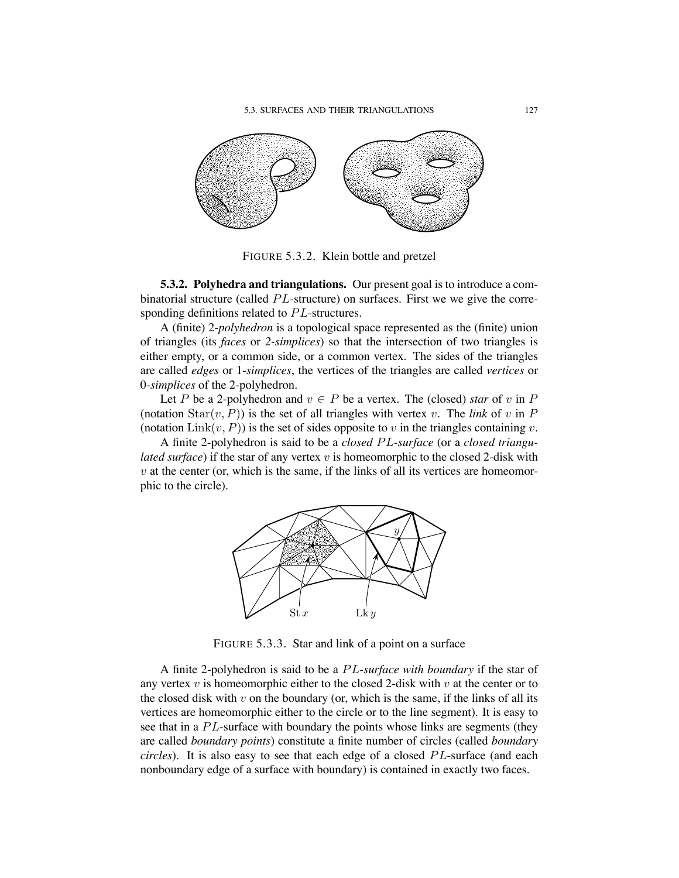FIGURE 5.3.2. Klein bottle and pretzel

**5.3.2. Polyhedra and triangulations.** Our present goal is to introduce a combinatorial structure (called $PL$-structure) on surfaces. First we we give the corresponding definitions related to $PL$-structures.

A (finite) 2-*polyhedron* is a topological space represented as the (finite) union of triangles (its *faces* or *2-simplices*) so that the intersection of two triangles is either empty, or a common side, or a common vertex. The sides of the triangles are called *edges* or 1-*simplices*, the vertices of the triangles are called *vertices* or 0-*simplices* of the 2-polyhedron.

Let $P$ be a 2-polyhedron and $v \in P$ be a vertex. The (closed) *star* of $v$ in $P$ (notation $\operatorname{Star}(v, P)$) is the set of all triangles with vertex $v$. The *link* of $v$ in $P$ (notation $\operatorname{Link}(v, P)$) is the set of sides opposite to $v$ in the triangles containing $v$.

A finite 2-polyhedron is said to be a *closed $PL$-surface* (or a *closed triangulated surface*) if the star of any vertex $v$ is homeomorphic to the closed 2-disk with $v$ at the center (or, which is the same, if the links of all its vertices are homeomorphic to the circle).

FIGURE 5.3.3. Star and link of a point on a surface

A finite 2-polyhedron is said to be a *$PL$-surface with boundary* if the star of any vertex $v$ is homeomorphic either to the closed 2-disk with $v$ at the center or to the closed disk with $v$ on the boundary (or, which is the same, if the links of all its vertices are homeomorphic either to the circle or to the line segment). It is easy to see that in a $PL$-surface with boundary the points whose links are segments (they are called *boundary points*) constitute a finite number of circles (called *boundary circles*). It is also easy to see that each edge of a closed $PL$-surface (and each nonboundary edge of a surface with boundary) is contained in exactly two faces.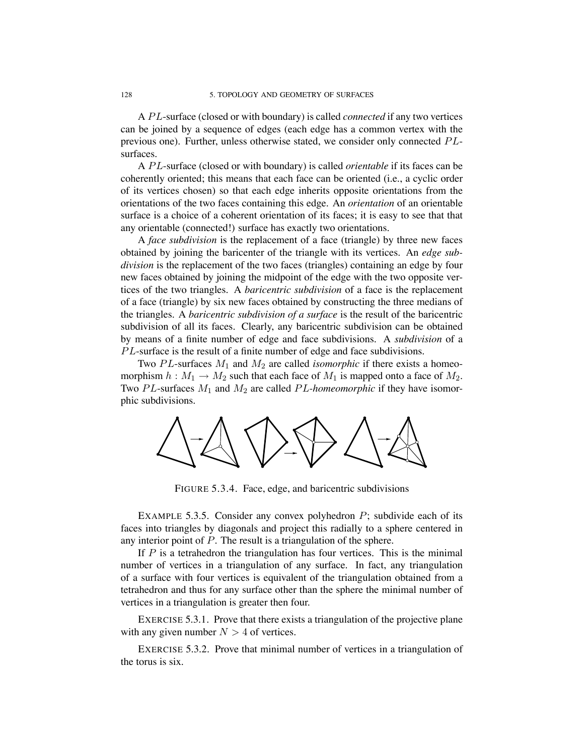A $PL$-surface (closed or with boundary) is called *connected* if any two vertices can be joined by a sequence of edges (each edge has a common vertex with the previous one). Further, unless otherwise stated, we consider only connected $PL$-surfaces.

A $PL$-surface (closed or with boundary) is called *orientable* if its faces can be coherently oriented; this means that each face can be oriented (i.e., a cyclic order of its vertices chosen) so that each edge inherits opposite orientations from the orientations of the two faces containing this edge. An *orientation* of an orientable surface is a choice of a coherent orientation of its faces; it is easy to see that that any orientable (connected!) surface has exactly two orientations.

A *face subdivision* is the replacement of a face (triangle) by three new faces obtained by joining the baricenter of the triangle with its vertices. An *edge subdivision* is the replacement of the two faces (triangles) containing an edge by four new faces obtained by joining the midpoint of the edge with the two opposite vertices of the two triangles. A *baricentric subdivision* of a face is the replacement of a face (triangle) by six new faces obtained by constructing the three medians of the triangles. A *baricentric subdivision of a surface* is the result of the baricentric subdivision of all its faces. Clearly, any baricentric subdivision can be obtained by means of a finite number of edge and face subdivisions. A *subdivision* of a $PL$-surface is the result of a finite number of edge and face subdivisions.

Two $PL$-surfaces $M_1$ and $M_2$ are called *isomorphic* if there exists a homeomorphism $h : M_1 \to M_2$ such that each face of $M_1$ is mapped onto a face of $M_2$. Two $PL$-surfaces $M_1$ and $M_2$ are called *$PL$-homeomorphic* if they have isomorphic subdivisions.

FIGURE 5.3.4. Face, edge, and baricentric subdivisions

EXAMPLE 5.3.5. Consider any convex polyhedron $P$; subdivide each of its faces into triangles by diagonals and project this radially to a sphere centered in any interior point of $P$. The result is a triangulation of the sphere.

If $P$ is a tetrahedron the triangulation has four vertices. This is the minimal number of vertices in a triangulation of any surface. In fact, any triangulation of a surface with four vertices is equivalent of the triangulation obtained from a tetrahedron and thus for any surface other than the sphere the minimal number of vertices in a triangulation is greater then four.

EXERCISE 5.3.1. Prove that there exists a triangulation of the projective plane with any given number $N > 4$ of vertices.

EXERCISE 5.3.2. Prove that minimal number of vertices in a triangulation of the torus is six.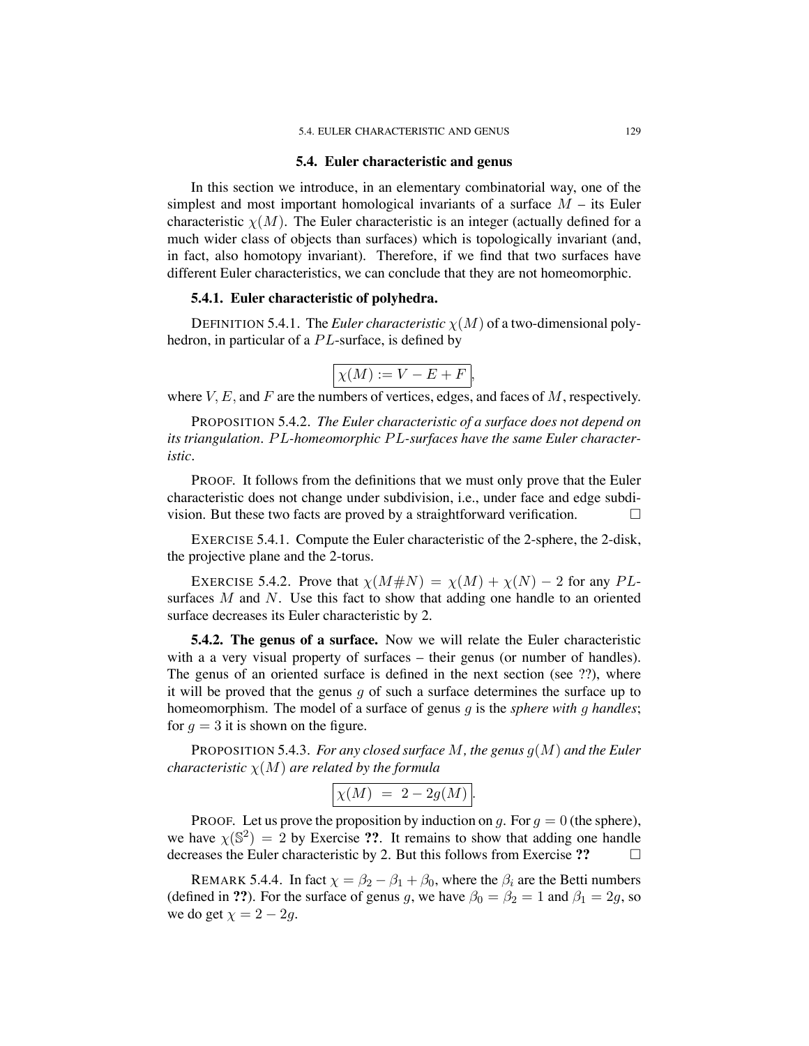## 5.4. Euler characteristic and genus

In this section we introduce, in an elementary combinatorial way, one of the simplest and most important homological invariants of a surface $M$ – its Euler characteristic $\chi(M)$. The Euler characteristic is an integer (actually defined for a much wider class of objects than surfaces) which is topologically invariant (and, in fact, also homotopy invariant). Therefore, if we find that two surfaces have different Euler characteristics, we can conclude that they are not homeomorphic.

### 5.4.1. Euler characteristic of polyhedra.

DEFINITION 5.4.1. The *Euler characteristic* $\chi(M)$ of a two-dimensional polyhedron, in particular of a $PL$-surface, is defined by

$$\boxed{\chi(M) := V - E + F},$$

where $V, E$, and $F$ are the numbers of vertices, edges, and faces of $M$, respectively.

PROPOSITION 5.4.2. *The Euler characteristic of a surface does not depend on its triangulation. $PL$-homeomorphic $PL$-surfaces have the same Euler characteristic.*

PROOF. It follows from the definitions that we must only prove that the Euler characteristic does not change under subdivision, i.e., under face and edge subdivision. But these two facts are proved by a straightforward verification. □

EXERCISE 5.4.1. Compute the Euler characteristic of the 2-sphere, the 2-disk, the projective plane and the 2-torus.

EXERCISE 5.4.2. Prove that $\chi(M\#N) = \chi(M) + \chi(N) - 2$ for any $PL$-surfaces $M$ and $N$. Use this fact to show that adding one handle to an oriented surface decreases its Euler characteristic by 2.

**5.4.2. The genus of a surface.** Now we will relate the Euler characteristic with a a very visual property of surfaces – their genus (or number of handles). The genus of an oriented surface is defined in the next section (see ??), where it will be proved that the genus $g$ of such a surface determines the surface up to homeomorphism. The model of a surface of genus $g$ is the *sphere with $g$ handles*; for $g = 3$ it is shown on the figure.

PROPOSITION 5.4.3. *For any closed surface $M$, the genus $g(M)$ and the Euler characteristic $\chi(M)$ are related by the formula*

$$\boxed{\chi(M) \; = \; 2 - 2g(M)}.$$

PROOF. Let us prove the proposition by induction on $g$. For $g = 0$ (the sphere), we have $\chi(\mathbb{S}^2) = 2$ by Exercise **??**. It remains to show that adding one handle decreases the Euler characteristic by 2. But this follows from Exercise **??** □

REMARK 5.4.4. In fact $\chi = \beta_2 - \beta_1 + \beta_0$, where the $\beta_i$ are the Betti numbers (defined in **??**). For the surface of genus $g$, we have $\beta_0 = \beta_2 = 1$ and $\beta_1 = 2g$, so we do get $\chi = 2 - 2g$.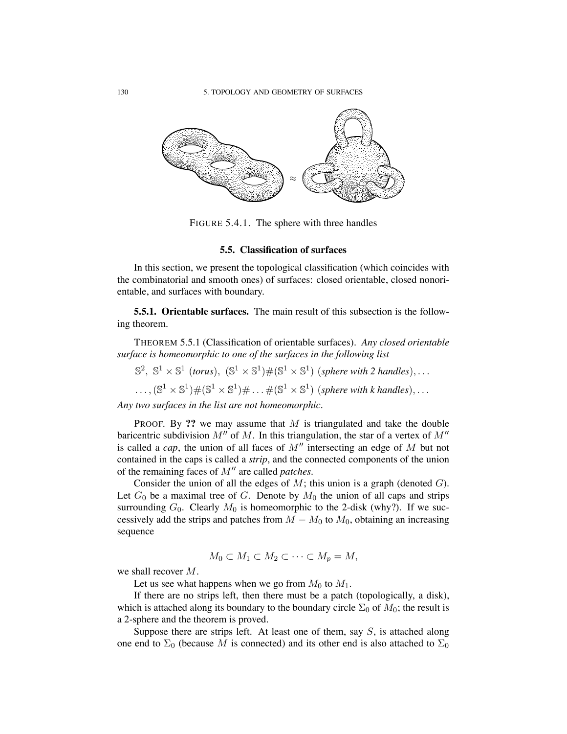FIGURE 5.4.1. The sphere with three handles

### 5.5. Classification of surfaces

In this section, we present the topological classification (which coincides with the combinatorial and smooth ones) of surfaces: closed orientable, closed nonorientable, and surfaces with boundary.

**5.5.1. Orientable surfaces.** The main result of this subsection is the following theorem.

THEOREM 5.5.1 (Classification of orientable surfaces). *Any closed orientable surface is homeomorphic to one of the surfaces in the following list*

$$\mathbb{S}^2,\ \mathbb{S}^1 \times \mathbb{S}^1\ (\textit{torus}),\ (\mathbb{S}^1 \times \mathbb{S}^1)\#(\mathbb{S}^1 \times \mathbb{S}^1)\ (\textit{sphere with 2 handles}), \dots$$

$$\dots, (\mathbb{S}^1 \times \mathbb{S}^1)\#(\mathbb{S}^1 \times \mathbb{S}^1)\# \dots \#(\mathbb{S}^1 \times \mathbb{S}^1)\ (\textit{sphere with k handles}), \dots$$

*Any two surfaces in the list are not homeomorphic.*

PROOF. By **??** we may assume that $M$ is triangulated and take the double baricentric subdivision $M''$ of $M$. In this triangulation, the star of a vertex of $M''$ is called a *cap*, the union of all faces of $M''$ intersecting an edge of $M$ but not contained in the caps is called a *strip*, and the connected components of the union of the remaining faces of $M''$ are called *patches*.

Consider the union of all the edges of $M$; this union is a graph (denoted $G$). Let $G_0$ be a maximal tree of $G$. Denote by $M_0$ the union of all caps and strips surrounding $G_0$. Clearly $M_0$ is homeomorphic to the 2-disk (why?). If we successively add the strips and patches from $M - M_0$ to $M_0$, obtaining an increasing sequence

$$M_0 \subset M_1 \subset M_2 \subset \cdots \subset M_p = M,$$

we shall recover $M$.

Let us see what happens when we go from $M_0$ to $M_1$.

If there are no strips left, then there must be a patch (topologically, a disk), which is attached along its boundary to the boundary circle $\Sigma_0$ of $M_0$; the result is a 2-sphere and the theorem is proved.

Suppose there are strips left. At least one of them, say $S$, is attached along one end to $\Sigma_0$ (because $M$ is connected) and its other end is also attached to $\Sigma_0$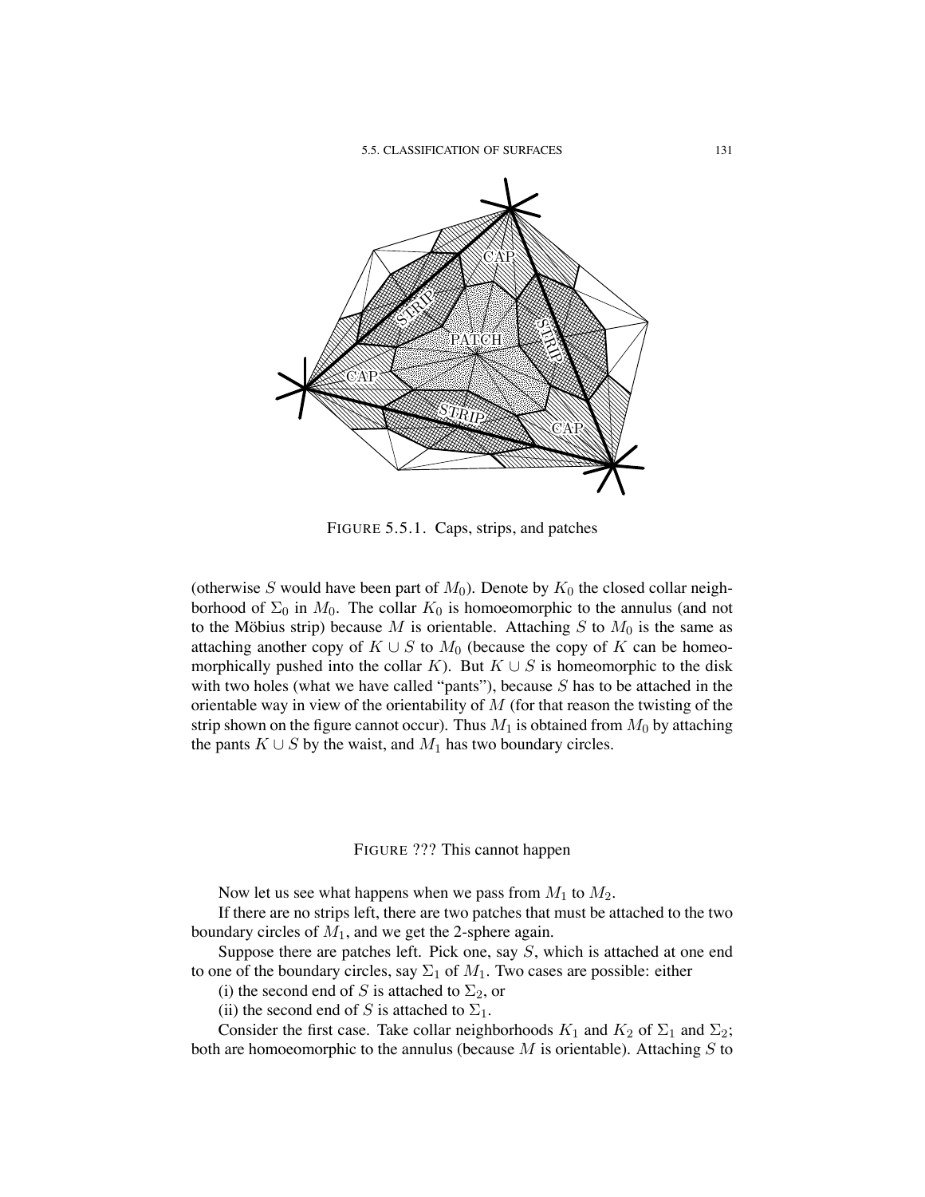FIGURE 5.5.1. Caps, strips, and patches

(otherwise $S$ would have been part of $M_0$). Denote by $K_0$ the closed collar neighborhood of $\Sigma_0$ in $M_0$. The collar $K_0$ is homoeomorphic to the annulus (and not to the Möbius strip) because $M$ is orientable. Attaching $S$ to $M_0$ is the same as attaching another copy of $K \cup S$ to $M_0$ (because the copy of $K$ can be homeomorphically pushed into the collar $K$). But $K \cup S$ is homeomorphic to the disk with two holes (what we have called "pants"), because $S$ has to be attached in the orientable way in view of the orientability of $M$ (for that reason the twisting of the strip shown on the figure cannot occur). Thus $M_1$ is obtained from $M_0$ by attaching the pants $K \cup S$ by the waist, and $M_1$ has two boundary circles.

FIGURE ??? This cannot happen

Now let us see what happens when we pass from $M_1$ to $M_2$.

If there are no strips left, there are two patches that must be attached to the two boundary circles of $M_1$, and we get the 2-sphere again.

Suppose there are patches left. Pick one, say $S$, which is attached at one end to one of the boundary circles, say $\Sigma_1$ of $M_1$. Two cases are possible: either

(i) the second end of $S$ is attached to $\Sigma_2$, or

(ii) the second end of $S$ is attached to $\Sigma_1$.

Consider the first case. Take collar neighborhoods $K_1$ and $K_2$ of $\Sigma_1$ and $\Sigma_2$; both are homoeomorphic to the annulus (because $M$ is orientable). Attaching $S$ to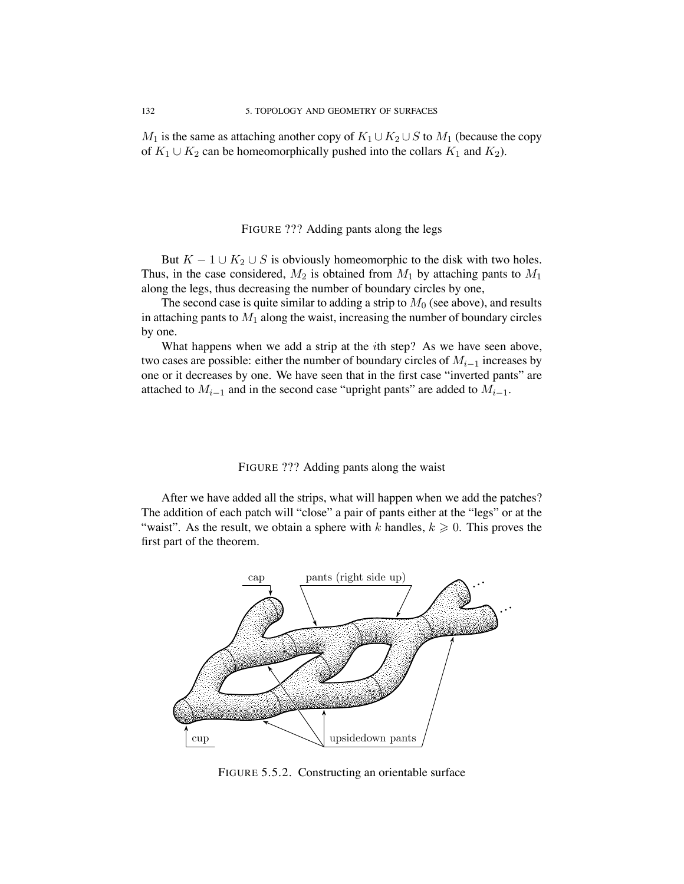$M_1$ is the same as attaching another copy of $K_1 \cup K_2 \cup S$ to $M_1$ (because the copy of $K_1 \cup K_2$ can be homeomorphically pushed into the collars $K_1$ and $K_2$).

FIGURE ??? Adding pants along the legs

But $K - 1 \cup K_2 \cup S$ is obviously homeomorphic to the disk with two holes. Thus, in the case considered, $M_2$ is obtained from $M_1$ by attaching pants to $M_1$ along the legs, thus decreasing the number of boundary circles by one,

The second case is quite similar to adding a strip to $M_0$ (see above), and results in attaching pants to $M_1$ along the waist, increasing the number of boundary circles by one.

What happens when we add a strip at the $i$th step? As we have seen above, two cases are possible: either the number of boundary circles of $M_{i-1}$ increases by one or it decreases by one. We have seen that in the first case "inverted pants" are attached to $M_{i-1}$ and in the second case "upright pants" are added to $M_{i-1}$.

FIGURE ??? Adding pants along the waist

After we have added all the strips, what will happen when we add the patches? The addition of each patch will "close" a pair of pants either at the "legs" or at the "waist". As the result, we obtain a sphere with $k$ handles, $k \geqslant 0$. This proves the first part of the theorem.

FIGURE 5.5.2. Constructing an orientable surface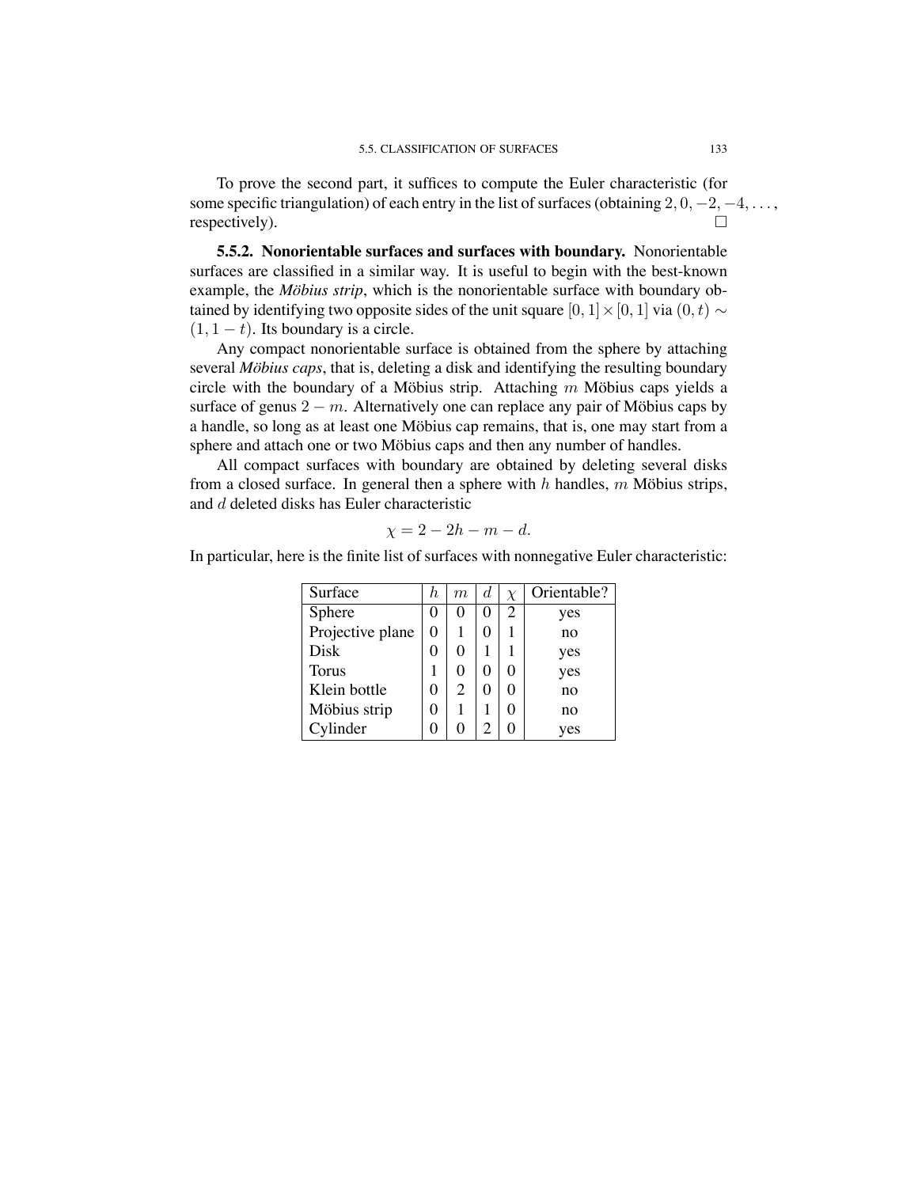To prove the second part, it suffices to compute the Euler characteristic (for some specific triangulation) of each entry in the list of surfaces (obtaining $2, 0, -2, -4, \dots$, respectively). $\square$

**5.5.2. Nonorientable surfaces and surfaces with boundary.** Nonorientable surfaces are classified in a similar way. It is useful to begin with the best-known example, the *Möbius strip*, which is the nonorientable surface with boundary obtained by identifying two opposite sides of the unit square $[0,1] \times [0,1]$ via $(0,t) \sim (1, 1-t)$. Its boundary is a circle.

Any compact nonorientable surface is obtained from the sphere by attaching several *Möbius caps*, that is, deleting a disk and identifying the resulting boundary circle with the boundary of a Möbius strip. Attaching $m$ Möbius caps yields a surface of genus $2 - m$. Alternatively one can replace any pair of Möbius caps by a handle, so long as at least one Möbius cap remains, that is, one may start from a sphere and attach one or two Möbius caps and then any number of handles.

All compact surfaces with boundary are obtained by deleting several disks from a closed surface. In general then a sphere with $h$ handles, $m$ Möbius strips, and $d$ deleted disks has Euler characteristic

$$\chi = 2 - 2h - m - d.$$

In particular, here is the finite list of surfaces with nonnegative Euler characteristic:

| Surface | $h$ | $m$ | $d$ | $\chi$ | Orientable? |
|---|---|---|---|---|---|
| Sphere | 0 | 0 | 0 | 2 | yes |
| Projective plane | 0 | 1 | 0 | 1 | no |
| Disk | 0 | 0 | 1 | 1 | yes |
| Torus | 1 | 0 | 0 | 0 | yes |
| Klein bottle | 0 | 2 | 0 | 0 | no |
| Möbius strip | 0 | 1 | 1 | 0 | no |
| Cylinder | 0 | 0 | 2 | 0 | yes |